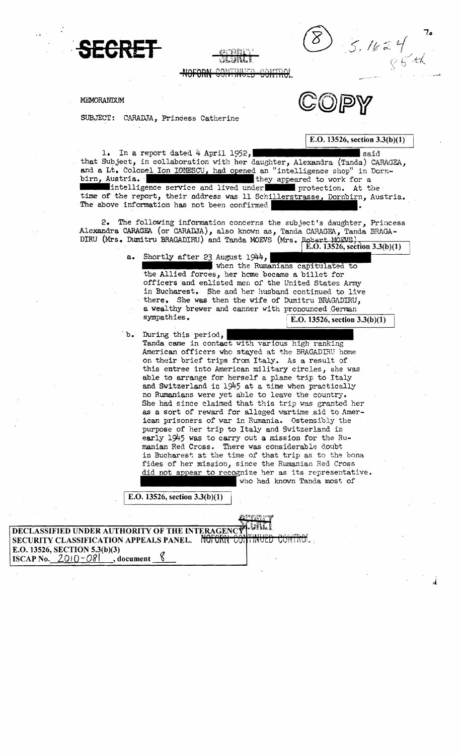**SECRET**

NOFORN CONTINUED CONTROL

(8) S. 1624

COPY

MEMORANDUM

SUBJECT: CARADJA, Princess Catherine

E.O. 13526, section 3.3(b)(1)

1. In a report dated 4 April 1952, ██████████ said that Subject, in collaboration with her daughter, Alexandra (Tanda) CARAGEA, and a Lt. Colonel Ion IONESCU, had opened an "intelligence shop" in Dornbirn, Austria. ██████████ they appeared to work for a ████ intelligence service and lived under ████ protection. At the time of the report, their address was 11 Schillerstrasse, Dornbirn, Austria. The above information has not been confirmed ██████████.

2. The following information concerns the subject's daughter, Princess Alexandra CARAGEA (or CARADJA), also known as, Tanda CARAGEA, Tanda BRAGADIRU (Mrs. Dumitru BRAGADIRU) and Tanda MOEVS (Mrs. Robert MOEVS).

E.O. 13526, section 3.3(b)(1)

a. Shortly after 23 August 1944, ██████████ when the Rumanians capitulated to the Allied forces, her home became a billet for officers and enlisted men of the United States Army in Bucharest. She and her husband continued to live there. She was then the wife of Dumitru BRAGADIRU, a wealthy brewer and canner with pronounced German sympathies.

E.O. 13526, section 3.3(b)(1)

b. During this period, ██████████ Tanda came in contact with various high ranking American officers who stayed at the BRAGADIRU home on their brief trips from Italy. As a result of this entree into American military circles, she was able to arrange for herself a plane trip to Italy and Switzerland in 1945 at a time when practically no Rumanians were yet able to leave the country. She had since claimed that this trip was granted her as a sort of reward for alleged wartime aid to American prisoners of war in Rumania. Ostensibly the purpose of her trip to Italy and Switzerland in early 1945 was to carry out a mission for the Rumanian Red Cross. There was considerable doubt in Bucharest at the time of that trip as to the bona fides of her mission, since the Rumanian Red Cross did not appear to recognize her as its representative. ██████████ who had known Tanda most of

E.O. 13526, section 3.3(b)(1)

NOFORN CONTINUED CONTROL

DECLASSIFIED UNDER AUTHORITY OF THE INTERAGENCY SECURITY CLASSIFICATION APPEALS PANEL.
E.O. 13526, SECTION 5.3(b)(3)
ISCAP No. 2010-081, document 8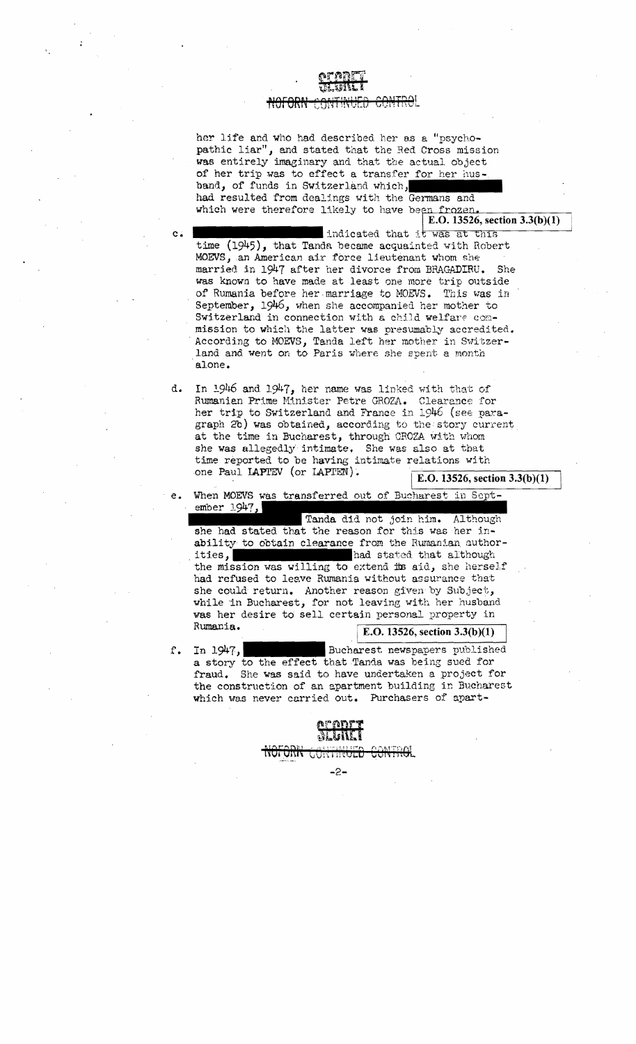SECRET
NOFORN CONTINUED CONTROL

her life and who had described her as a "psychopathic liar", and stated that the Red Cross mission was entirely imaginary and that the actual object of her trip was to effect a transfer for her husband, of funds in Switzerland which, [redacted] had resulted from dealings with the Germans and which were therefore likely to have been frozen.

E.O. 13526, section 3.3(b)(1)

c. [redacted] indicated that it was at this time (1945), that Tanda became acquainted with Robert MOEVS, an American air force lieutenant whom she married in 1947 after her divorce from BRAGADIRU. She was known to have made at least one more trip outside of Rumania before her marriage to MOEVS. This was in September, 1946, when she accompanied her mother to Switzerland in connection with a child welfare commission to which the latter was presumably accredited. According to MOEVS, Tanda left her mother in Switzerland and went on to Paris where she spent a month alone.

d. In 1946 and 1947, her name was linked with that of Rumanian Prime Minister Petre GROZA. Clearance for her trip to Switzerland and France in 1946 (see paragraph 2b) was obtained, according to the story current at the time in Bucharest, through GROZA with whom she was allegedly intimate. She was also at that time reported to be having intimate relations with one Paul LAPTEV (or LAPTEN).

E.O. 13526, section 3.3(b)(1)

e. When MOEVS was transferred out of Bucharest in September 1947, [redacted] Tanda did not join him. Although she had stated that the reason for this was her inability to obtain clearance from the Rumanian authorities, [redacted] had stated that although the mission was willing to extend its aid, she herself had refused to leave Rumania without assurance that she could return. Another reason given by Subject, while in Bucharest, for not leaving with her husband was her desire to sell certain personal property in Rumania.

E.O. 13526, section 3.3(b)(1)

f. In 1947, [redacted] Bucharest newspapers published a story to the effect that Tanda was being sued for fraud. She was said to have undertaken a project for the construction of an apartment building in Bucharest which was never carried out. Purchasers of apart-

SECRET
NOFORN CONTINUED CONTROL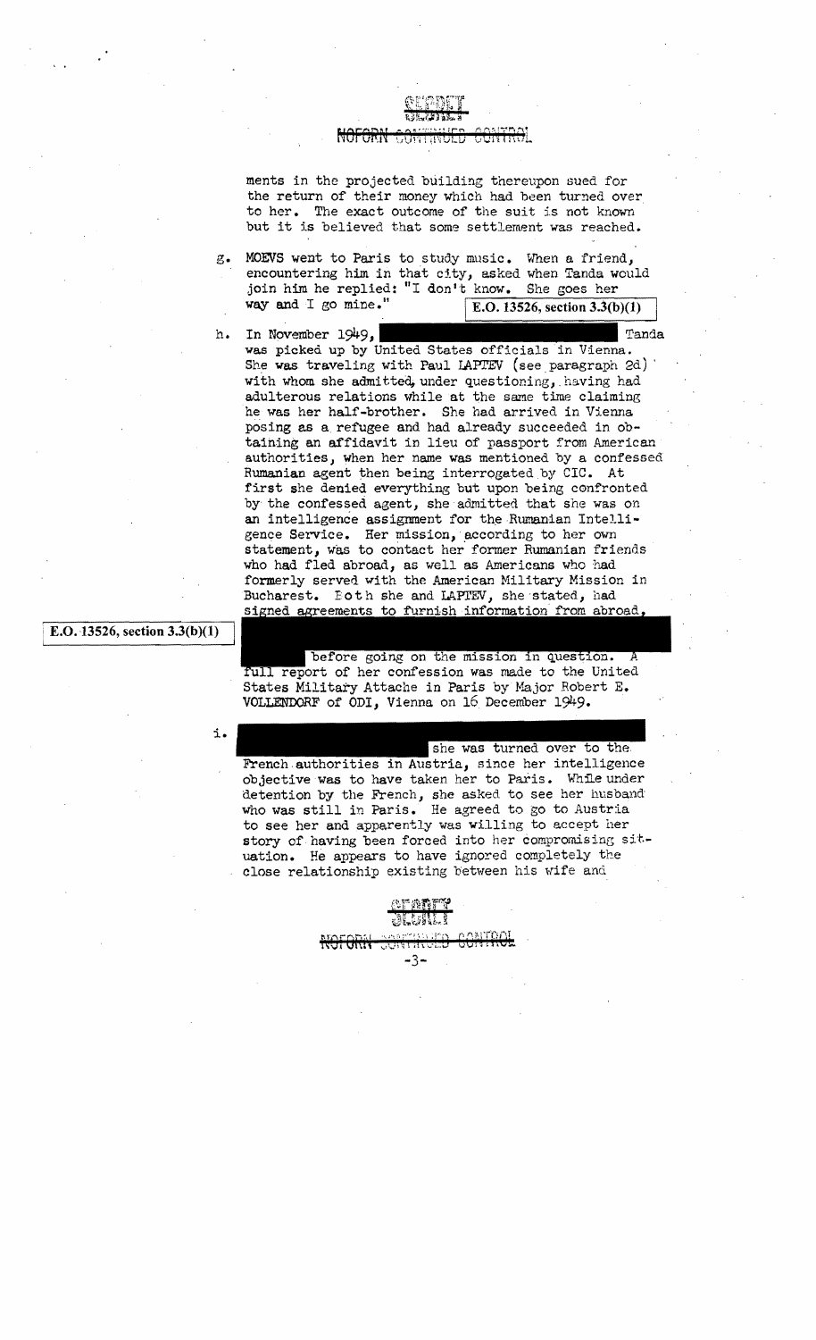SECRET
NOFORN CONTINUED CONTROL

ments in the projected building thereupon sued for the return of their money which had been turned over to her. The exact outcome of the suit is not known but it is believed that some settlement was reached.

g. MOEVS went to Paris to study music. When a friend, encountering him in that city, asked when Tanda would join him he replied: "I don't know. She goes her way and I go mine." **E.O. 13526, section 3.3(b)(1)**

h. In November 1949, [redacted] Tanda was picked up by United States officials in Vienna. She was traveling with Paul LAPTEV (see paragraph 2d) with whom she admitted, under questioning, having had adulterous relations while at the same time claiming he was her half-brother. She had arrived in Vienna posing as a refugee and had already succeeded in obtaining an affidavit in lieu of passport from American authorities, when her name was mentioned by a confessed Rumanian agent then being interrogated by CIC. At first she denied everything but upon being confronted by the confessed agent, she admitted that she was on an intelligence assignment for the Rumanian Intelligence Service. Her mission, according to her own statement, was to contact her former Rumanian friends who had fled abroad, as well as Americans who had formerly served with the American Military Mission in Bucharest. Both she and LAPTEV, she stated, had signed agreements to furnish information from abroad, [redacted] before going on the mission in question. A full report of her confession was made to the United States Military Attache in Paris by Major Robert E. VOLLENDORF of ODI, Vienna on 16 December 1949.

**E.O. 13526, section 3.3(b)(1)**

i. [redacted] she was turned over to the French authorities in Austria, since her intelligence objective was to have taken her to Paris. While under detention by the French, she asked to see her husband who was still in Paris. He agreed to go to Austria to see her and apparently was willing to accept her story of having been forced into her compromising situation. He appears to have ignored completely the close relationship existing between his wife and

SECRET
NOFORN CONTINUED CONTROL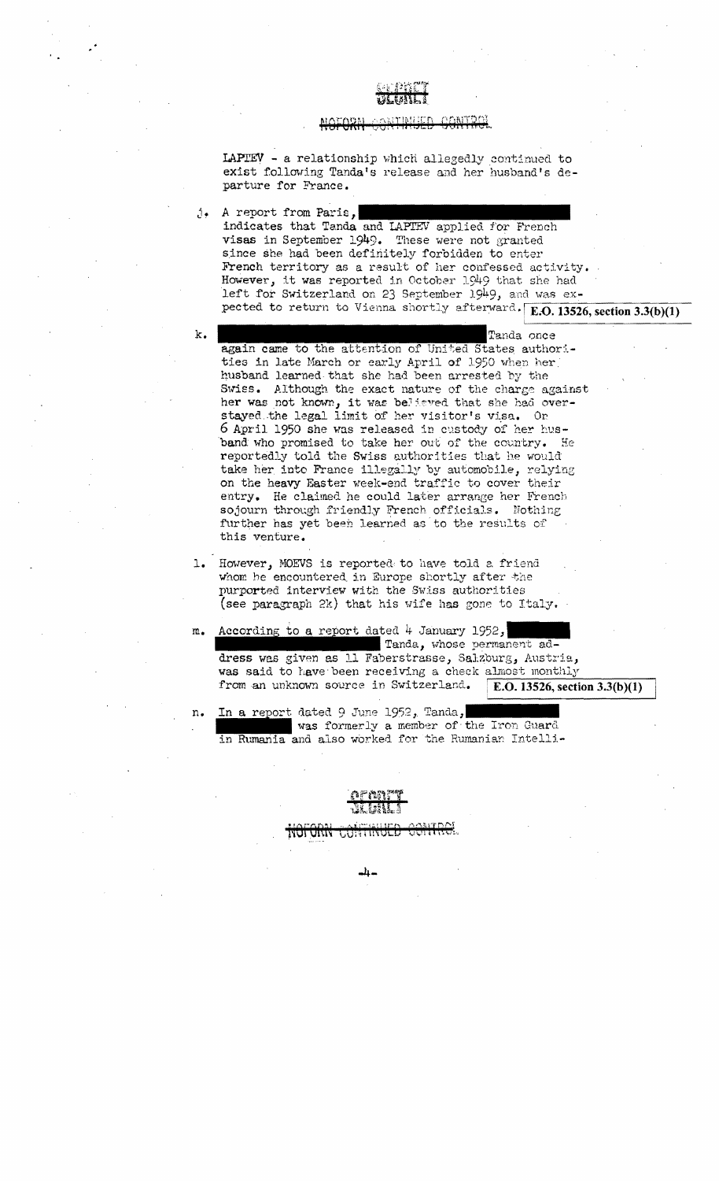SECRET

NOFORN CONTINUED CONTROL

LAPTEV - a relationship which allegedly continued to exist following Tanda's release and her husband's departure for France.

j. A report from Paris, [redacted] indicates that Tanda and LAPTEV applied for French visas in September 1949. These were not granted since she had been definitely forbidden to enter French territory as a result of her confessed activity. However, it was reported in October 1949 that she had left for Switzerland on 23 September 1949, and was expected to return to Vienna shortly afterward. **E.O. 13526, section 3.3(b)(1)**

k. [redacted] Tanda once again came to the attention of United States authorities in late March or early April of 1950 when her husband learned that she had been arrested by the Swiss. Although the exact nature of the charge against her was not known, it was believed that she had overstayed the legal limit of her visitor's visa. On 6 April 1950 she was released in custody of her husband who promised to take her out of the country. He reportedly told the Swiss authorities that he would take her into France illegally by automobile, relying on the heavy Easter week-end traffic to cover their entry. He claimed he could later arrange her French sojourn through friendly French officials. Nothing further has yet been learned as to the results of this venture.

l. However, MOEVS is reported to have told a friend whom he encountered in Europe shortly after the purported interview with the Swiss authorities (see paragraph 2k) that his wife has gone to Italy.

m. According to a report dated 4 January 1952, [redacted] Tanda, whose permanent address was given as 11 Faberstrasse, Salzburg, Austria, was said to have been receiving a check almost monthly from an unknown source in Switzerland. **E.O. 13526, section 3.3(b)(1)**

n. In a report dated 9 June 1952, Tanda, [redacted] was formerly a member of the Iron Guard in Rumania and also worked for the Rumanian Intelli-

SECRET

NOFORN CONTINUED CONTROL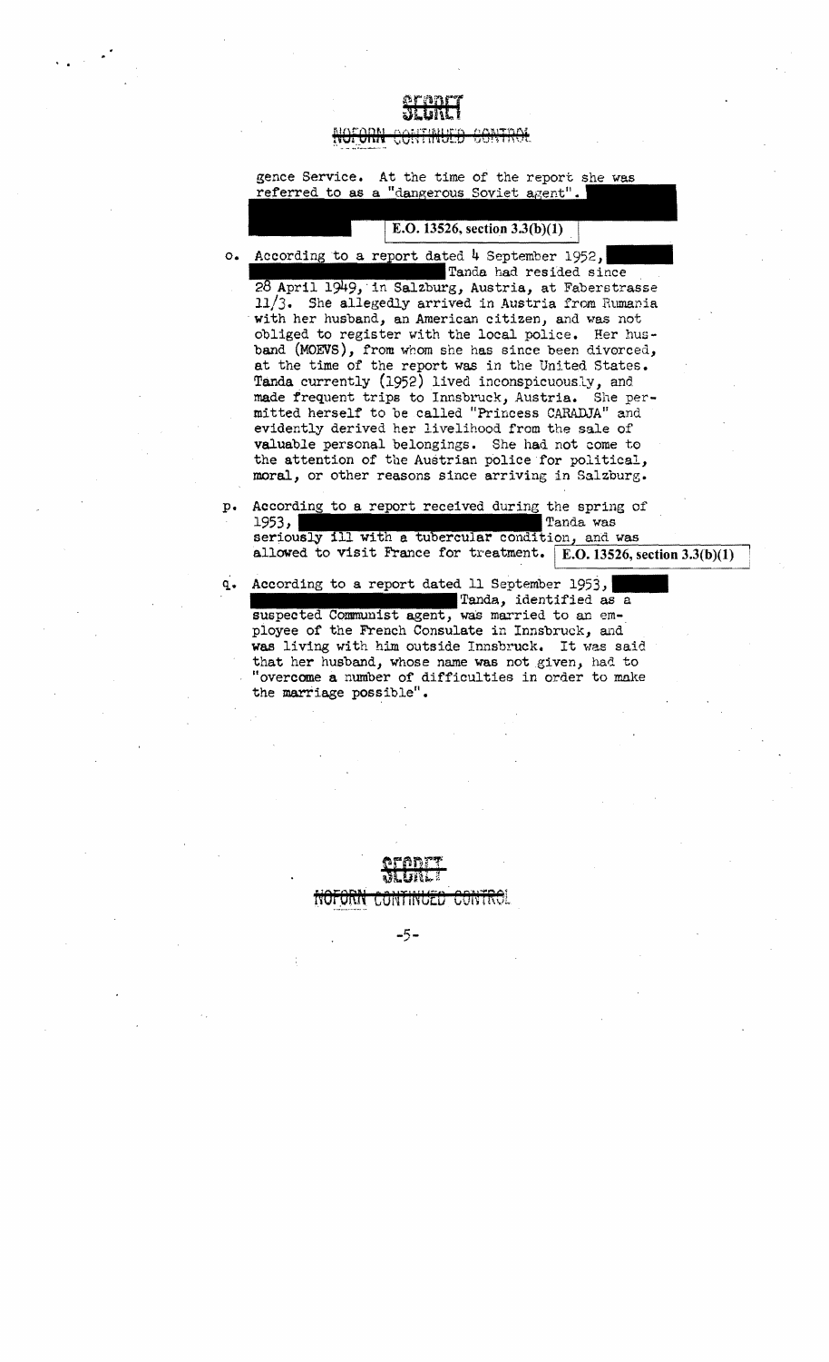SECRET
NOFORN CONTINUED CONTROL

gence Service. At the time of the report she was referred to as a "dangerous Soviet agent".

E.O. 13526, section 3.3(b)(1)

o. According to a report dated 4 September 1952, Tanda had resided since 28 April 1949, in Salzburg, Austria, at Faberstrasse 11/3. She allegedly arrived in Austria from Rumania with her husband, an American citizen, and was not obliged to register with the local police. Her husband (MOEVS), from whom she has since been divorced, at the time of the report was in the United States. Tanda currently (1952) lived inconspicuously, and made frequent trips to Innsbruck, Austria. She permitted herself to be called "Princess CARADJA" and evidently derived her livelihood from the sale of valuable personal belongings. She had not come to the attention of the Austrian police for political, moral, or other reasons since arriving in Salzburg.

p. According to a report received during the spring of 1953, Tanda was seriously ill with a tubercular condition, and was allowed to visit France for treatment. E.O. 13526, section 3.3(b)(1)

q. According to a report dated 11 September 1953, Tanda, identified as a suspected Communist agent, was married to an employee of the French Consulate in Innsbruck, and was living with him outside Innsbruck. It was said that her husband, whose name was not given, had to "overcome a number of difficulties in order to make the marriage possible".

SECRET
NOFORN CONTINUED CONTROL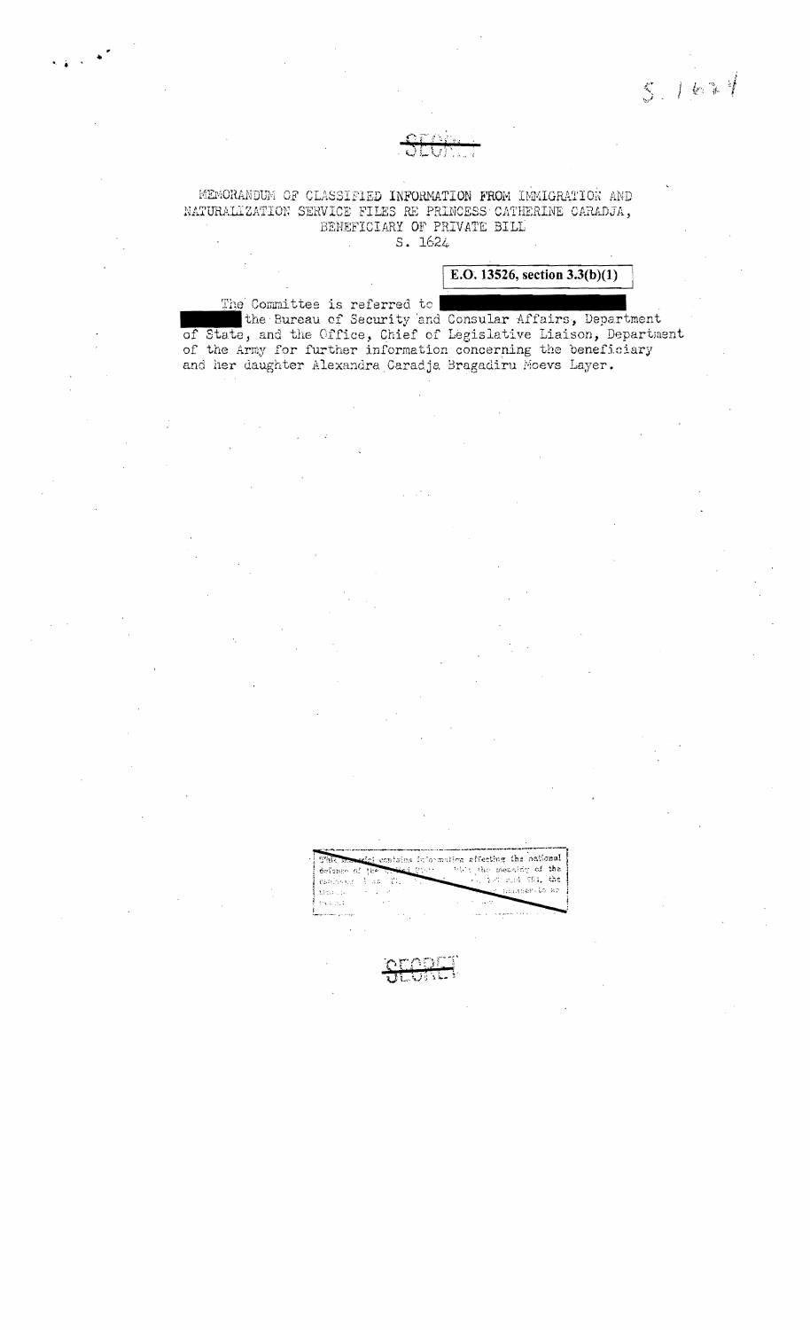S. 1624

SECRET

MEMORANDUM OF CLASSIFIED INFORMATION FROM IMMIGRATION AND NATURALIZATION SERVICE FILES RE PRINCESS CATHERINE CARADJA, BENEFICIARY OF PRIVATE BILL

S. 1624

E.O. 13526, section 3.3(b)(1)

The Committee is referred to [REDACTED] the Bureau of Security and Consular Affairs, Department of State, and the Office, Chief of Legislative Liaison, Department of the Army for further information concerning the beneficiary and her daughter Alexandra Caradja Bragadiru Moevs Layer.

This material contains information affecting the national defense of the United States within the meaning of the espionage laws, ... and 794, the ... to an unauthorized person is prohibited by law.

SECRET